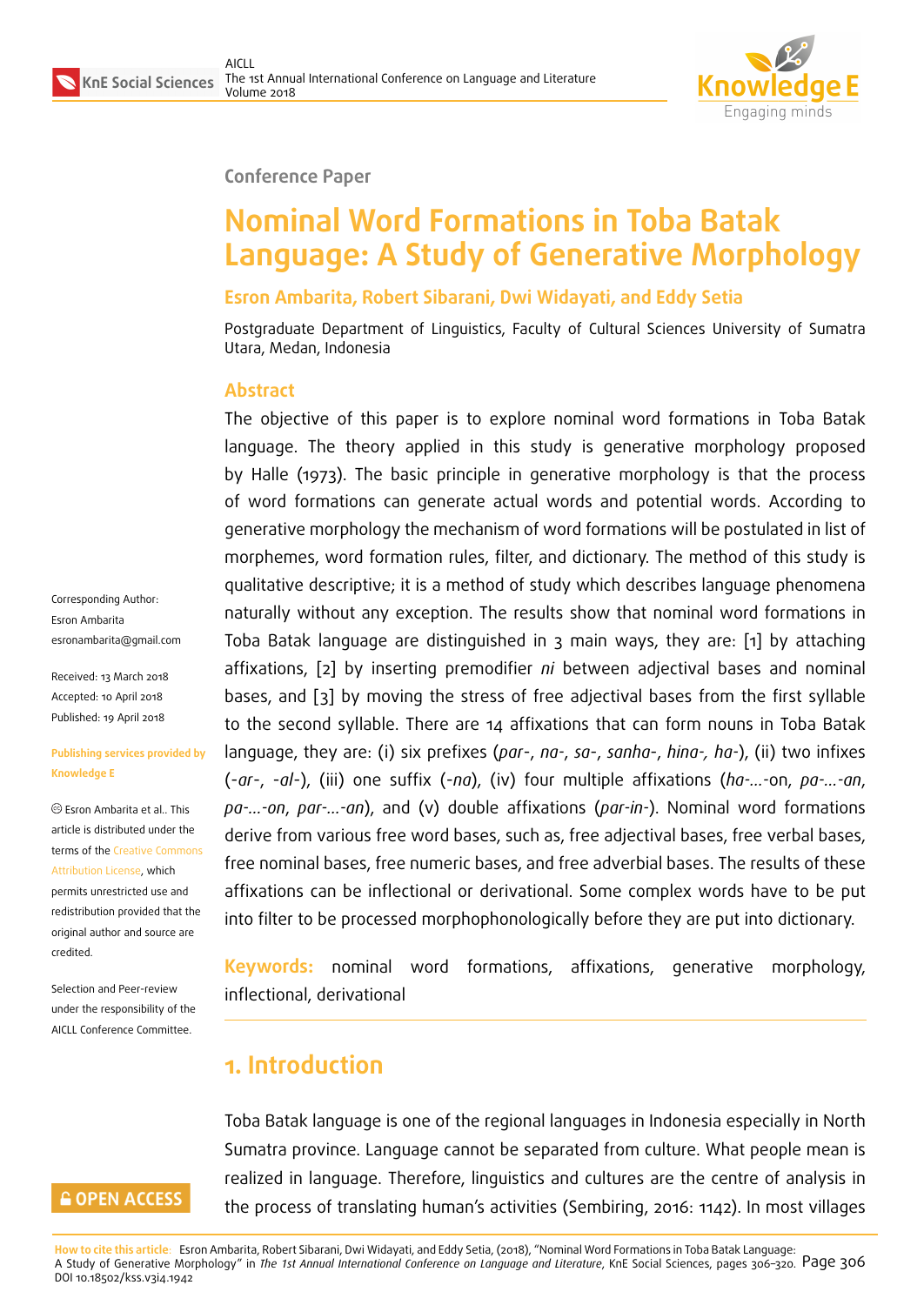Conference Paper

# Nominal Word Formations in Toba Batak Language: A Study of Generative Morphology

**Esron Ambarita, Robert Sibarani, Dwi Widayati, and Eddy Setia**

Postgraduate Department of Linguistics, Faculty of Cultural Sciences University of Sumatra Utara, Medan, Indonesia

Corresponding Author:
Esron Ambarita
esronambarita@gmail.com

Received: 13 March 2018
Accepted: 10 April 2018
Published: 19 April 2018

**Publishing services provided by Knowledge E**

© Esron Ambarita et al.. This article is distributed under the terms of the Creative Commons Attribution License, which permits unrestricted use and redistribution provided that the original author and source are credited.

Selection and Peer-review under the responsibility of the AICLL Conference Committee.

## Abstract

The objective of this paper is to explore nominal word formations in Toba Batak language. The theory applied in this study is generative morphology proposed by Halle (1973). The basic principle in generative morphology is that the process of word formations can generate actual words and potential words. According to generative morphology the mechanism of word formations will be postulated in list of morphemes, word formation rules, filter, and dictionary. The method of this study is qualitative descriptive; it is a method of study which describes language phenomena naturally without any exception. The results show that nominal word formations in Toba Batak language are distinguished in 3 main ways, they are: [1] by attaching affixations, [2] by inserting premodifier *ni* between adjectival bases and nominal bases, and [3] by moving the stress of free adjectival bases from the first syllable to the second syllable. There are 14 affixations that can form nouns in Toba Batak language, they are: (i) six prefixes (*par-*, *na-*, *sa-*, *sanha-*, *hina-*, *ha-*), (ii) two infixes (*-ar-*, *-al-*), (iii) one suffix (*-na*), (iv) four multiple affixations (*ha-...-on*, *pa-...-an*, *pa-...-on*, *par-...-an*), and (v) double affixations (*par-in-*). Nominal word formations derive from various free word bases, such as, free adjectival bases, free verbal bases, free nominal bases, free numeric bases, and free adverbial bases. The results of these affixations can be inflectional or derivational. Some complex words have to be put into filter to be processed morphophonologically before they are put into dictionary.

**Keywords:** nominal word formations, affixations, generative morphology, inflectional, derivational

## 1. Introduction

Toba Batak language is one of the regional languages in Indonesia especially in North Sumatra province. Language cannot be separated from culture. What people mean is realized in language. Therefore, linguistics and cultures are the centre of analysis in the process of translating human's activities (Sembiring, 2016: 1142). In most villages

**How to cite this article:** Esron Ambarita, Robert Sibarani, Dwi Widayati, and Eddy Setia, (2018), "Nominal Word Formations in Toba Batak Language: A Study of Generative Morphology" in *The 1st Annual International Conference on Language and Literature*, KnE Social Sciences, pages 306–320. DOI 10.18502/kss.v3i4.1942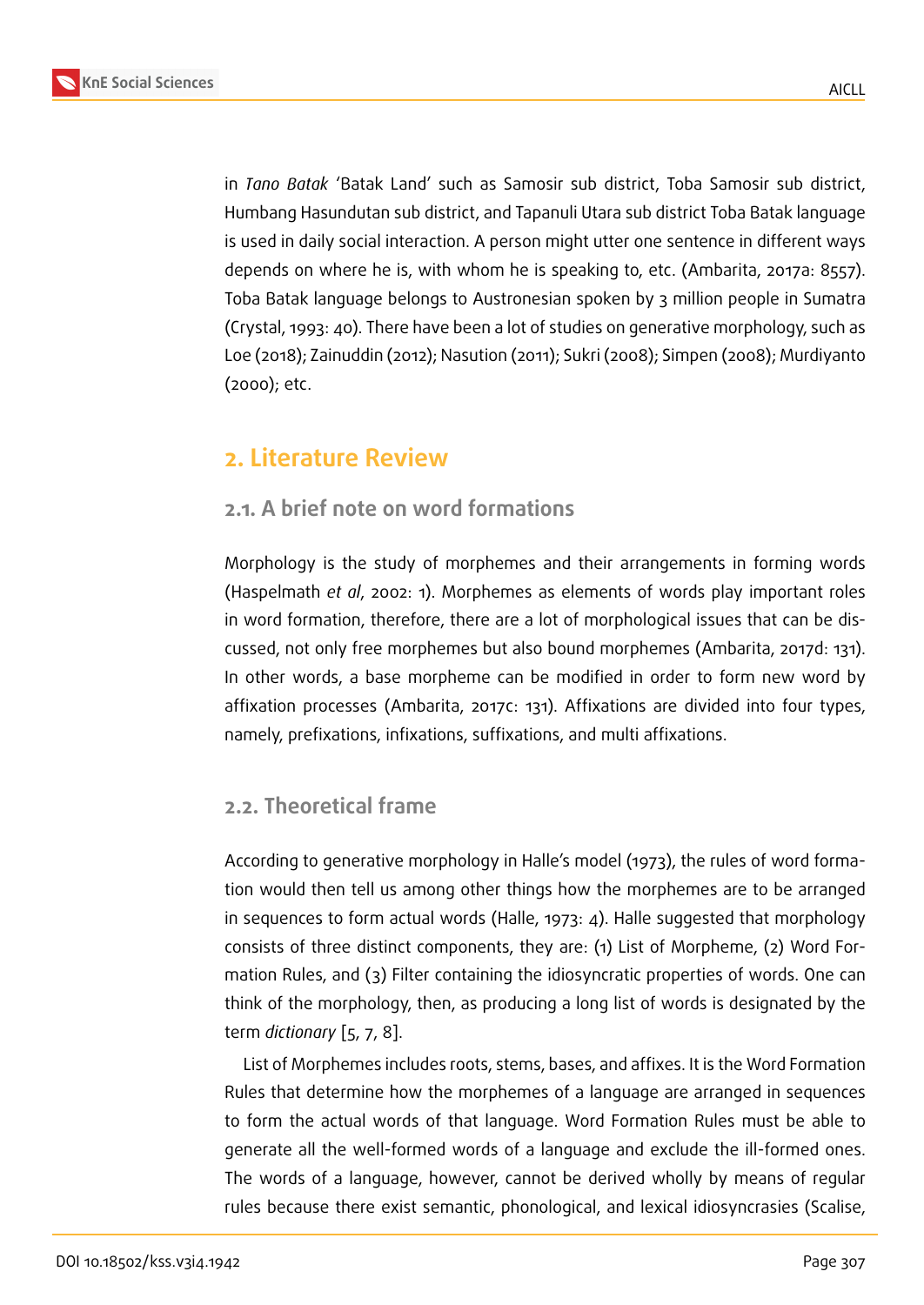in *Tano Batak* 'Batak Land' such as Samosir sub district, Toba Samosir sub district, Humbang Hasundutan sub district, and Tapanuli Utara sub district Toba Batak language is used in daily social interaction. A person might utter one sentence in different ways depends on where he is, with whom he is speaking to, etc. (Ambarita, 2017a: 8557). Toba Batak language belongs to Austronesian spoken by 3 million people in Sumatra (Crystal, 1993: 40). There have been a lot of studies on generative morphology, such as Loe (2018); Zainuddin (2012); Nasution (2011); Sukri (2008); Simpen (2008); Murdiyanto (2000); etc.

## 2. Literature Review

### 2.1. A brief note on word formations

Morphology is the study of morphemes and their arrangements in forming words (Haspelmath *et al*, 2002: 1). Morphemes as elements of words play important roles in word formation, therefore, there are a lot of morphological issues that can be discussed, not only free morphemes but also bound morphemes (Ambarita, 2017d: 131). In other words, a base morpheme can be modified in order to form new word by affixation processes (Ambarita, 2017c: 131). Affixations are divided into four types, namely, prefixations, infixations, suffixations, and multi affixations.

### 2.2. Theoretical frame

According to generative morphology in Halle's model (1973), the rules of word formation would then tell us among other things how the morphemes are to be arranged in sequences to form actual words (Halle, 1973: 4). Halle suggested that morphology consists of three distinct components, they are: (1) List of Morpheme, (2) Word Formation Rules, and (3) Filter containing the idiosyncratic properties of words. One can think of the morphology, then, as producing a long list of words is designated by the term *dictionary* [5, 7, 8].

List of Morphemes includes roots, stems, bases, and affixes. It is the Word Formation Rules that determine how the morphemes of a language are arranged in sequences to form the actual words of that language. Word Formation Rules must be able to generate all the well-formed words of a language and exclude the ill-formed ones. The words of a language, however, cannot be derived wholly by means of regular rules because there exist semantic, phonological, and lexical idiosyncrasies (Scalise,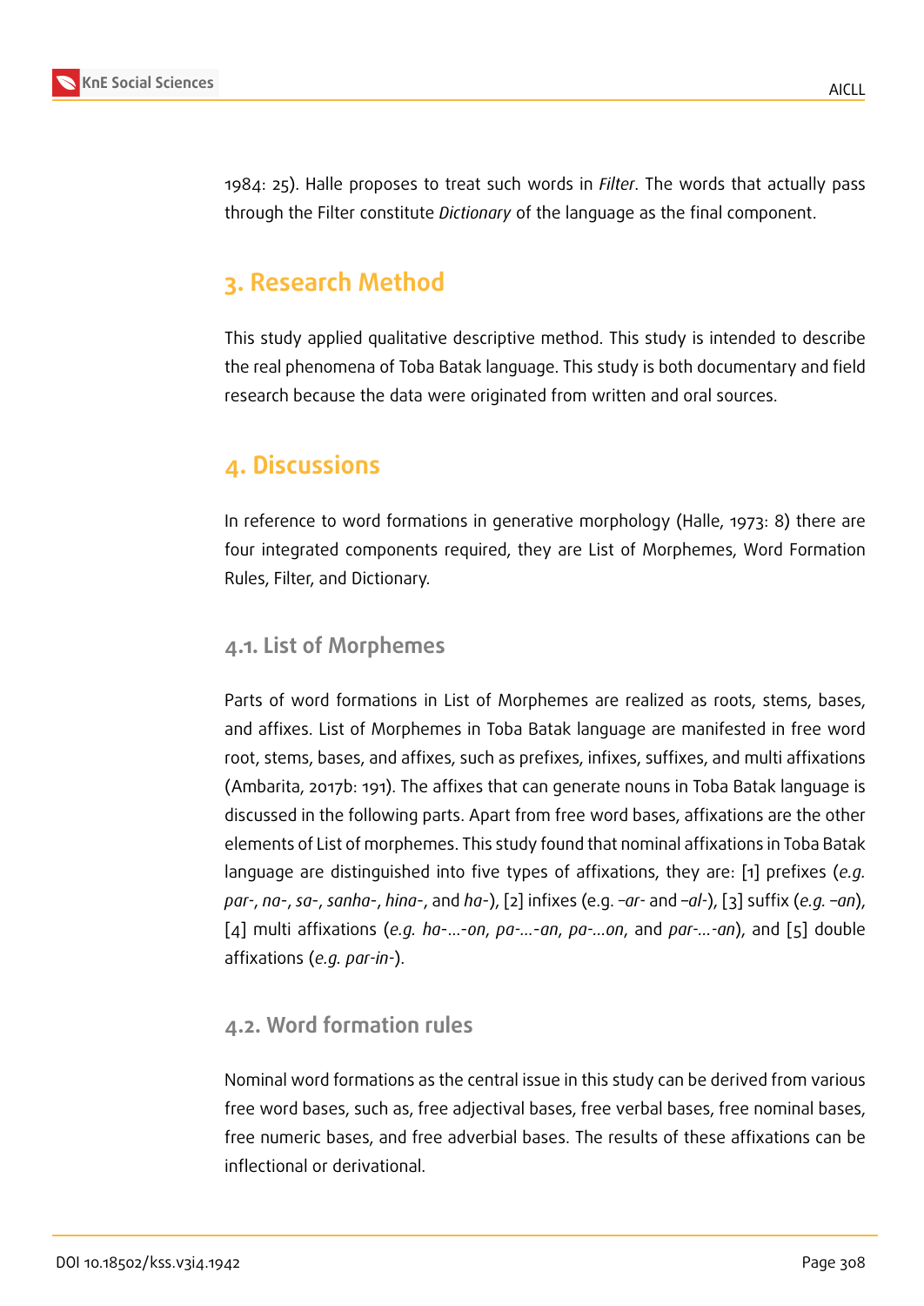1984: 25). Halle proposes to treat such words in *Filter*. The words that actually pass through the Filter constitute *Dictionary* of the language as the final component.

## 3. Research Method

This study applied qualitative descriptive method. This study is intended to describe the real phenomena of Toba Batak language. This study is both documentary and field research because the data were originated from written and oral sources.

## 4. Discussions

In reference to word formations in generative morphology (Halle, 1973: 8) there are four integrated components required, they are List of Morphemes, Word Formation Rules, Filter, and Dictionary.

### 4.1. List of Morphemes

Parts of word formations in List of Morphemes are realized as roots, stems, bases, and affixes. List of Morphemes in Toba Batak language are manifested in free word root, stems, bases, and affixes, such as prefixes, infixes, suffixes, and multi affixations (Ambarita, 2017b: 191). The affixes that can generate nouns in Toba Batak language is discussed in the following parts. Apart from free word bases, affixations are the other elements of List of morphemes. This study found that nominal affixations in Toba Batak language are distinguished into five types of affixations, they are: [1] prefixes (*e.g. par-*, *na-*, *sa-*, *sanha-*, *hina-*, and *ha-*), [2] infixes (e.g. *–ar-* and *–al-*), [3] suffix (*e.g. –an*), [4] multi affixations (*e.g. ha-...-on*, *pa-...-an*, *pa-...on*, and *par-...-an*), and [5] double affixations (*e.g. par-in-*).

### 4.2. Word formation rules

Nominal word formations as the central issue in this study can be derived from various free word bases, such as, free adjectival bases, free verbal bases, free nominal bases, free numeric bases, and free adverbial bases. The results of these affixations can be inflectional or derivational.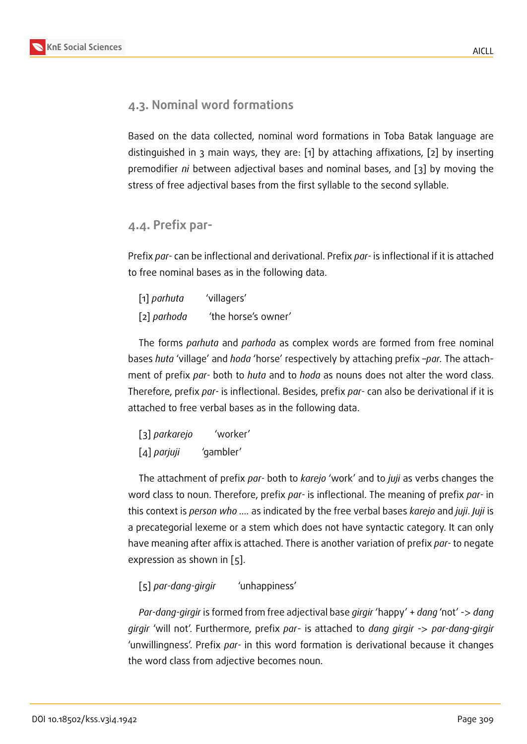## 4.3. Nominal word formations

Based on the data collected, nominal word formations in Toba Batak language are distinguished in 3 main ways, they are: [1] by attaching affixations, [2] by inserting premodifier *ni* between adjectival bases and nominal bases, and [3] by moving the stress of free adjectival bases from the first syllable to the second syllable.

## 4.4. Prefix par-

Prefix *par-* can be inflectional and derivational. Prefix *par-* is inflectional if it is attached to free nominal bases as in the following data.

[1] *parhuta* 'villagers'

[2] *parhoda* 'the horse's owner'

The forms *parhuta* and *parhoda* as complex words are formed from free nominal bases *huta* 'village' and *hoda* 'horse' respectively by attaching prefix *–par.* The attachment of prefix *par-* both to *huta* and to *hoda* as nouns does not alter the word class. Therefore, prefix *par-* is inflectional. Besides, prefix *par-* can also be derivational if it is attached to free verbal bases as in the following data.

[3] *parkarejo* 'worker'

[4] *parjuji* 'gambler'

The attachment of prefix *par-* both to *karejo* 'work' and to *juji* as verbs changes the word class to noun. Therefore, prefix *par-* is inflectional. The meaning of prefix *par-* in this context is *person who ….* as indicated by the free verbal bases *karejo* and *juji*. *Juji* is a precategorial lexeme or a stem which does not have syntactic category. It can only have meaning after affix is attached. There is another variation of prefix *par-* to negate expression as shown in [5].

[5] *par-dang-girgir* 'unhappiness'

*Par-dang-girgir* is formed from free adjectival base *girgir* 'happy' + *dang* 'not' -> *dang girgir* 'will not'. Furthermore, prefix *par-* is attached to *dang girgir* -> *par-dang-girgir* 'unwillingness'. Prefix *par-* in this word formation is derivational because it changes the word class from adjective becomes noun.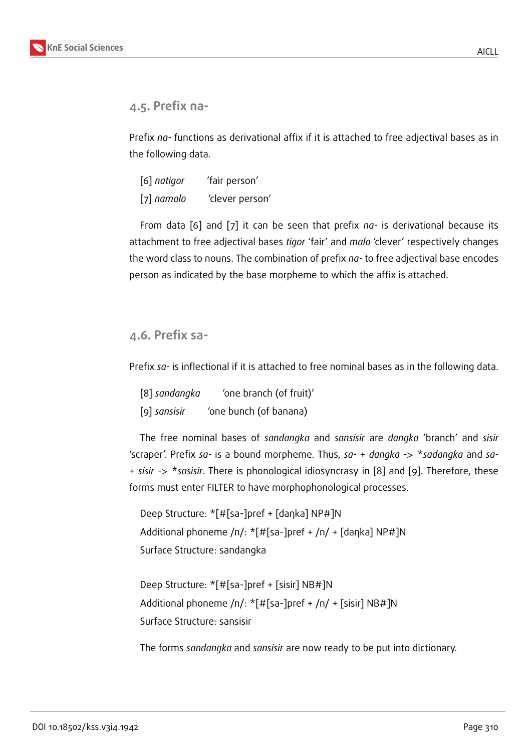## 4.5. Prefix na-

Prefix *na-* functions as derivational affix if it is attached to free adjectival bases as in the following data.

[6] *natigor* 'fair person'

[7] *namalo* 'clever person'

From data [6] and [7] it can be seen that prefix *na-* is derivational because its attachment to free adjectival bases *tigor* 'fair' and *malo* 'clever' respectively changes the word class to nouns. The combination of prefix *na-* to free adjectival base encodes person as indicated by the base morpheme to which the affix is attached.

## 4.6. Prefix sa-

Prefix *sa-* is inflectional if it is attached to free nominal bases as in the following data.

[8] *sandangka* 'one branch (of fruit)'

[9] *sansisir* 'one bunch (of banana)

The free nominal bases of *sandangka* and *sansisir* are *dangka* 'branch' and *sisir* 'scraper'. Prefix *sa-* is a bound morpheme. Thus, *sa-* + *dangka* -> **sadangka* and *sa-* + *sisir* -> **sasisir*. There is phonological idiosyncrasy in [8] and [9]. Therefore, these forms must enter FILTER to have morphophonological processes.

Deep Structure: *[#[sa-]pref + [daŋka] NP#]N

Additional phoneme /n/: *[#[sa-]pref + /n/ + [daŋka] NP#]N

Surface Structure: sandangka

Deep Structure: *[#[sa-]pref + [sisir] NB#]N

Additional phoneme /n/: *[#[sa-]pref + /n/ + [sisir] NB#]N

Surface Structure: sansisir

The forms *sandangka* and *sansisir* are now ready to be put into dictionary.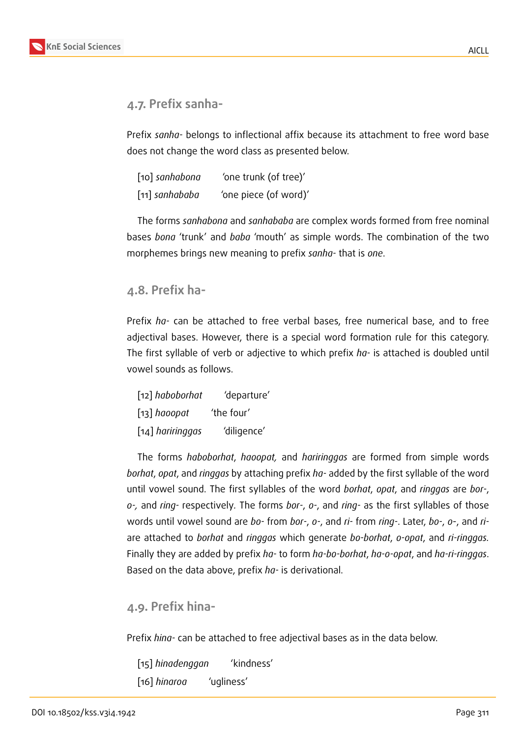## 4.7. Prefix sanha-

Prefix *sanha-* belongs to inflectional affix because its attachment to free word base does not change the word class as presented below.

[10] *sanhabona* 'one trunk (of tree)'

[11] *sanhababa* 'one piece (of word)'

The forms *sanhabona* and *sanhababa* are complex words formed from free nominal bases *bona* 'trunk' and *baba* 'mouth' as simple words. The combination of the two morphemes brings new meaning to prefix *sanha-* that is *one*.

## 4.8. Prefix ha-

Prefix *ha-* can be attached to free verbal bases, free numerical base, and to free adjectival bases. However, there is a special word formation rule for this category. The first syllable of verb or adjective to which prefix *ha-* is attached is doubled until vowel sounds as follows.

[12] *haboborhat* 'departure'

[13] *haoopat* 'the four'

[14] *hariringgas* 'diligence'

The forms *haboborhat*, *haoopat,* and *hariringgas* are formed from simple words *borhat*, *opat*, and *ringgas* by attaching prefix *ha-* added by the first syllable of the word until vowel sound. The first syllables of the word *borhat*, *opat*, and *ringgas* are *bor-*, *o-,* and *ring-* respectively. The forms *bor-*, *o-*, and *ring-* as the first syllables of those words until vowel sound are *bo-* from *bor-*, *o-*, and *ri-* from *ring-*. Later, *bo-*, *o-*, and *ri-* are attached to *borhat* and *ringgas* which generate *bo-borhat*, *o-opat*, and *ri-ringgas.* Finally they are added by prefix *ha-* to form *ha-bo-borhat*, *ha-o-opat*, and *ha-ri-ringgas*. Based on the data above, prefix *ha-* is derivational.

## 4.9. Prefix hina-

Prefix *hina-* can be attached to free adjectival bases as in the data below.

[15] *hinadenggan* 'kindness'

[16] *hinaroa* 'ugliness'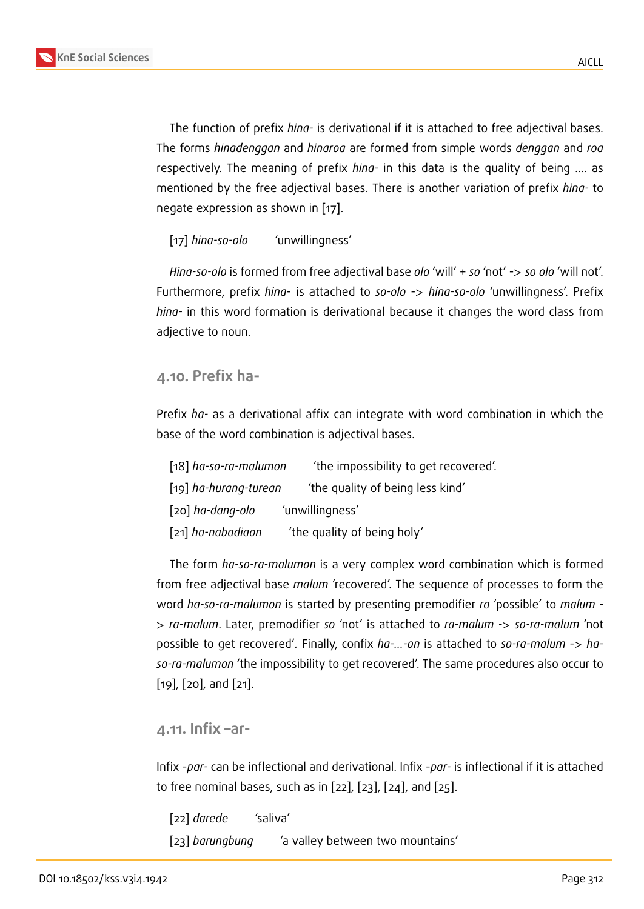The function of prefix *hina-* is derivational if it is attached to free adjectival bases. The forms *hinadenggan* and *hinaroa* are formed from simple words *denggan* and *roa* respectively. The meaning of prefix *hina-* in this data is the quality of being …. as mentioned by the free adjectival bases. There is another variation of prefix *hina-* to negate expression as shown in [17].

[17] *hina-so-olo* 'unwillingness'

*Hina-so-olo* is formed from free adjectival base *olo* 'will' + *so* 'not' -> *so olo* 'will not'. Furthermore, prefix *hina-* is attached to *so-olo* -> *hina-so-olo* 'unwillingness'. Prefix *hina-* in this word formation is derivational because it changes the word class from adjective to noun.

### 4.10. Prefix ha-

Prefix *ha-* as a derivational affix can integrate with word combination in which the base of the word combination is adjectival bases.

[18] *ha-so-ra-malumon* 'the impossibility to get recovered'.

[19] *ha-hurang-turean* 'the quality of being less kind'

[20] *ha-dang-olo* 'unwillingness'

[21] *ha-nabadiaon* 'the quality of being holy'

The form *ha-so-ra-malumon* is a very complex word combination which is formed from free adjectival base *malum* 'recovered'. The sequence of processes to form the word *ha-so-ra-malumon* is started by presenting premodifier *ra* 'possible' to *malum* -> *ra-malum*. Later, premodifier *so* 'not' is attached to *ra-malum* -> *so-ra-malum* 'not possible to get recovered'. Finally, confix *ha-…-on* is attached to *so-ra-malum* -> *ha-so-ra-malumon* 'the impossibility to get recovered'. The same procedures also occur to [19], [20], and [21].

### 4.11. Infix –ar-

Infix *-par-* can be inflectional and derivational. Infix *-par-* is inflectional if it is attached to free nominal bases, such as in [22], [23], [24], and [25].

[22] *darede* 'saliva'

[23] *barungbung* 'a valley between two mountains'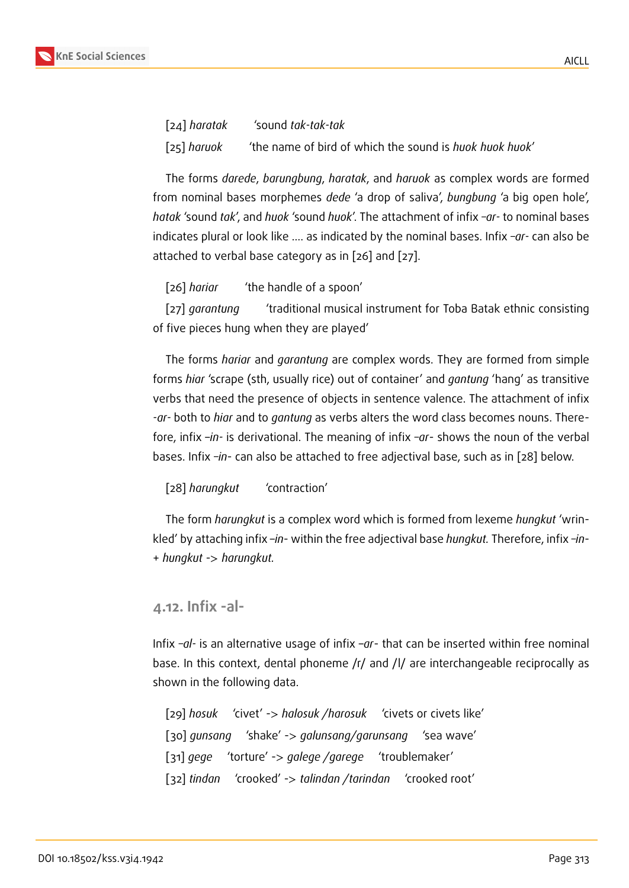[24] *haratak* 'sound *tak-tak-tak*

[25] *haruok* 'the name of bird of which the sound is *huok huok huok*'

The forms *darede*, *barungbung*, *haratak*, and *haruok* as complex words are formed from nominal bases morphemes *dede* 'a drop of saliva', *bungbung* 'a big open hole', *hatak* 'sound *tak*', and *huok* 'sound *huok*'. The attachment of infix –*ar*- to nominal bases indicates plural or look like .... as indicated by the nominal bases. Infix –*ar*- can also be attached to verbal base category as in [26] and [27].

[26] *hariar* 'the handle of a spoon'

[27] *garantung* 'traditional musical instrument for Toba Batak ethnic consisting of five pieces hung when they are played'

The forms *hariar* and *garantung* are complex words. They are formed from simple forms *hiar* 'scrape (sth, usually rice) out of container' and *gantung* 'hang' as transitive verbs that need the presence of objects in sentence valence. The attachment of infix -*ar*- both to *hiar* and to *gantung* as verbs alters the word class becomes nouns. Therefore, infix –*in*- is derivational. The meaning of infix –*ar*- shows the noun of the verbal bases. Infix –*in*- can also be attached to free adjectival base, such as in [28] below.

[28] *harungkut* 'contraction'

The form *harungkut* is a complex word which is formed from lexeme *hungkut* 'wrinkled' by attaching infix –*in*- within the free adjectival base *hungkut.* Therefore, infix –*in*- + *hungkut* -> *harungkut.*

### 4.12. Infix -al-

Infix –*al*- is an alternative usage of infix –*ar*- that can be inserted within free nominal base. In this context, dental phoneme /r/ and /l/ are interchangeable reciprocally as shown in the following data.

[29] *hosuk* 'civet' -> *halosuk /harosuk* 'civets or civets like'

[30] *gunsang* 'shake' -> *galunsang/garunsang* 'sea wave'

[31] *gege* 'torture' -> *galege /garege* 'troublemaker'

[32] *tindan* 'crooked' -> *talindan /tarindan* 'crooked root'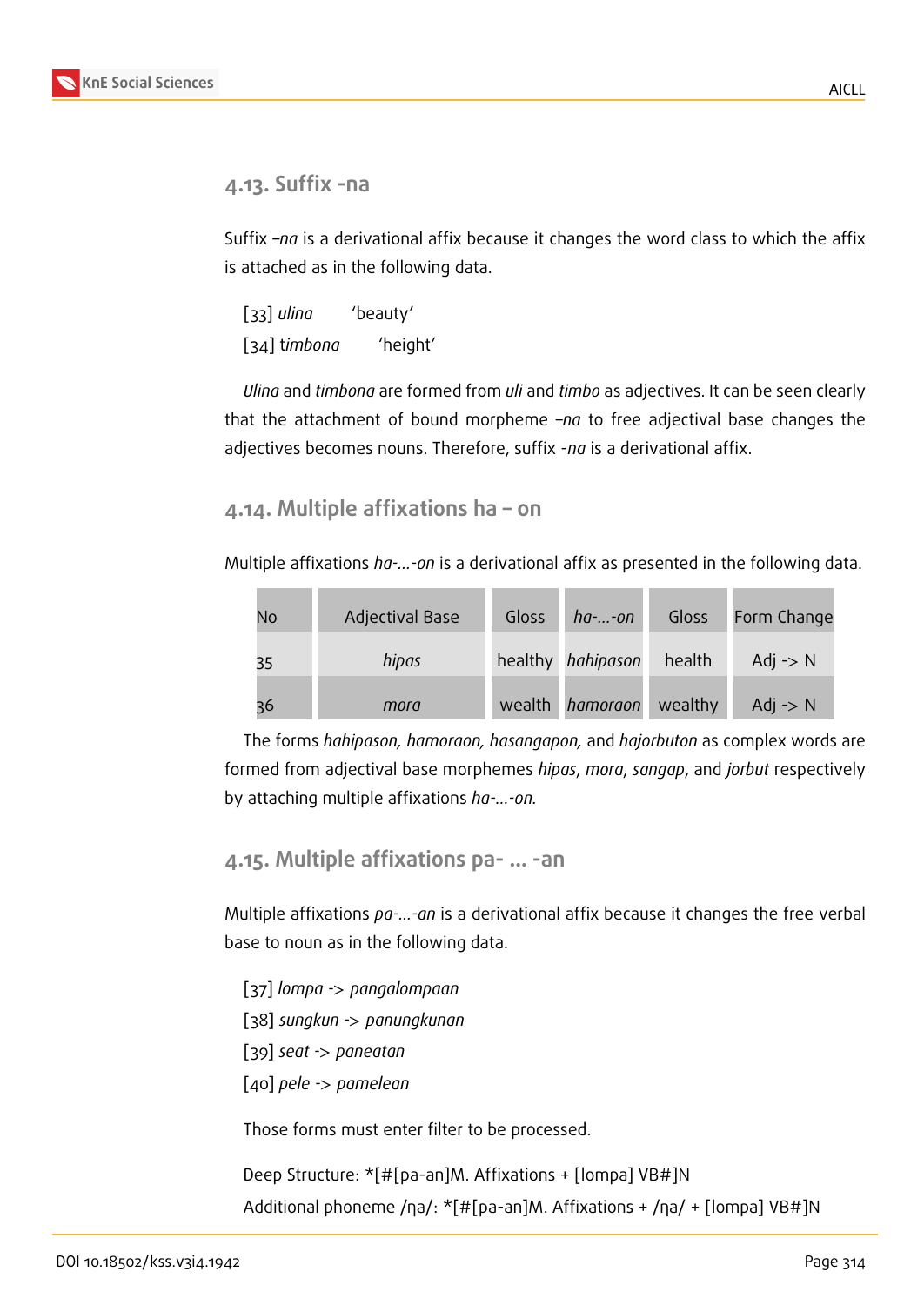## 4.13. Suffix -na

Suffix *–na* is a derivational affix because it changes the word class to which the affix is attached as in the following data.

[33] *ulina* 'beauty'

[34] t*imbona* 'height'

*Ulina* and *timbona* are formed from *uli* and *timbo* as adjectives. It can be seen clearly that the attachment of bound morpheme *–na* to free adjectival base changes the adjectives becomes nouns. Therefore, suffix *-na* is a derivational affix.

## 4.14. Multiple affixations ha – on

Multiple affixations *ha-...-on* is a derivational affix as presented in the following data.

| No | Adjectival Base | Gloss | *ha-...-on* | Gloss | Form Change |
|---|---|---|---|---|---|
| 35 | *hipas* | healthy | *hahipason* | health | Adj -> N |
| 36 | *mora* | wealth | *hamoraon* | wealthy | Adj -> N |

The forms *hahipason, hamoraon, hasangapon,* and *hajorbuton* as complex words are formed from adjectival base morphemes *hipas*, *mora*, *sangap*, and *jorbut* respectively by attaching multiple affixations *ha-...-on.*

## 4.15. Multiple affixations pa- ... -an

Multiple affixations *pa-...-an* is a derivational affix because it changes the free verbal base to noun as in the following data.

[37] *lompa* -> *pangalompaan*

[38] *sungkun* -> *panungkunan*

[39] *seat* -> *paneatan*

[40] *pele* -> *pamelean*

Those forms must enter filter to be processed.

Deep Structure: *[#[pa-an]M. Affixations + [lompa] VB#]N

Additional phoneme /ɳa/: *[#[pa-an]M. Affixations + /ɳa/ + [lompa] VB#]N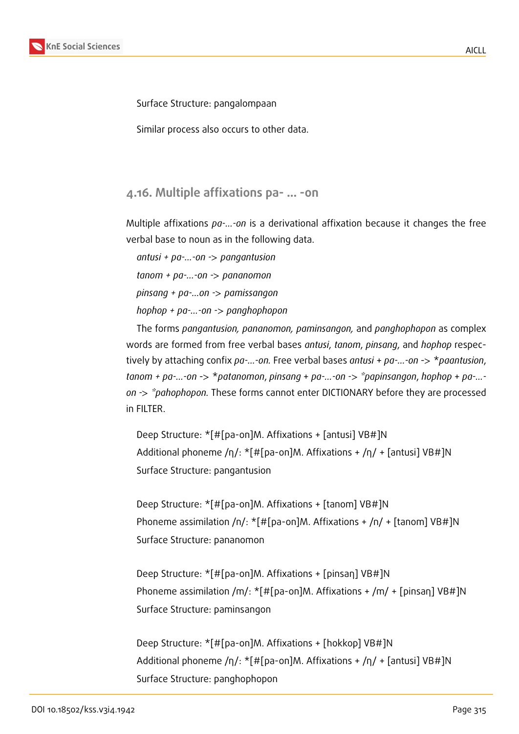Surface Structure: pangalompaan

Similar process also occurs to other data.

### 4.16. Multiple affixations pa- ... -on

Multiple affixations *pa-...-on* is a derivational affixation because it changes the free verbal base to noun as in the following data.

*antusi + pa-...-on -> pangantusion*

*tanom + pa-...-on -> pananomon*

*pinsang + pa-...on -> pamissangon*

*hophop + pa-...-on -> panghophopon*

The forms *pangantusion, pananomon, paminsangon,* and *panghophopon* as complex words are formed from free verbal bases *antusi*, *tanom*, *pinsang*, and *hophop* respectively by attaching confix *pa-...-on.* Free verbal bases *antusi + pa-...-on -> \*paantusion*, *tanom + pa-...-on -> \*patanomon*, *pinsang + pa-...-on -> \*papinsangon*, *hophop + pa-...-on -> \*pahophopon.* These forms cannot enter DICTIONARY before they are processed in FILTER.

Deep Structure: *[#[pa-on]M. Affixations + [antusi] VB#]N
Additional phoneme /ŋ/: *[#[pa-on]M. Affixations + /ŋ/ + [antusi] VB#]N
Surface Structure: pangantusion

Deep Structure: *[#[pa-on]M. Affixations + [tanom] VB#]N
Phoneme assimilation /n/: *[#[pa-on]M. Affixations + /n/ + [tanom] VB#]N
Surface Structure: pananomon

Deep Structure: *[#[pa-on]M. Affixations + [pinsaŋ] VB#]N
Phoneme assimilation /m/: *[#[pa-on]M. Affixations + /m/ + [pinsaŋ] VB#]N
Surface Structure: paminsangon

Deep Structure: *[#[pa-on]M. Affixations + [hokkop] VB#]N
Additional phoneme /ŋ/: *[#[pa-on]M. Affixations + /ŋ/ + [antusi] VB#]N
Surface Structure: panghophopon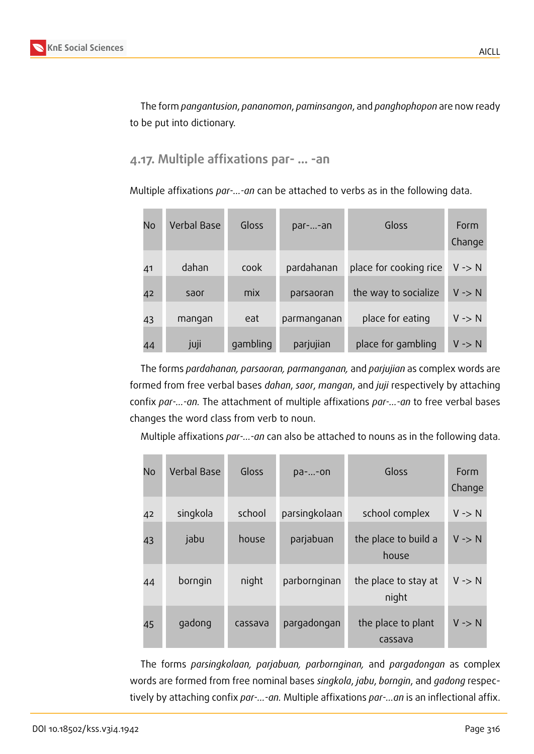The form *pangantusion*, *pananomon*, *paminsangon*, and *panghophopon* are now ready to be put into dictionary.

### 4.17. Multiple affixations par- ... -an

Multiple affixations *par-...-an* can be attached to verbs as in the following data.

| No | Verbal Base | Gloss | par-...-an | Gloss | Form Change |
|---|---|---|---|---|---|
| 41 | dahan | cook | pardahanan | place for cooking rice | V -> N |
| 42 | saor | mix | parsaoran | the way to socialize | V -> N |
| 43 | mangan | eat | parmanganan | place for eating | V -> N |
| 44 | juji | gambling | parjujian | place for gambling | V -> N |

The forms *pardahanan, parsaoran, parmanganan,* and *parjujian* as complex words are formed from free verbal bases *dahan*, *saor*, *mangan*, and *juji* respectively by attaching confix *par-...-an.* The attachment of multiple affixations *par-...-an* to free verbal bases changes the word class from verb to noun.

Multiple affixations *par-...-an* can also be attached to nouns as in the following data.

| No | Verbal Base | Gloss | pa-...-on | Gloss | Form Change |
|---|---|---|---|---|---|
| 42 | singkola | school | parsingkolaan | school complex | V -> N |
| 43 | jabu | house | parjabuan | the place to build a house | V -> N |
| 44 | borngin | night | parbornginan | the place to stay at night | V -> N |
| 45 | gadong | cassava | pargadongan | the place to plant cassava | V -> N |

The forms *parsingkolaan, parjabuan, parbornginan,* and *pargadongan* as complex words are formed from free nominal bases *singkola*, *jabu*, *borngin*, and *gadong* respectively by attaching confix *par-...-an.* Multiple affixations *par-...an* is an inflectional affix.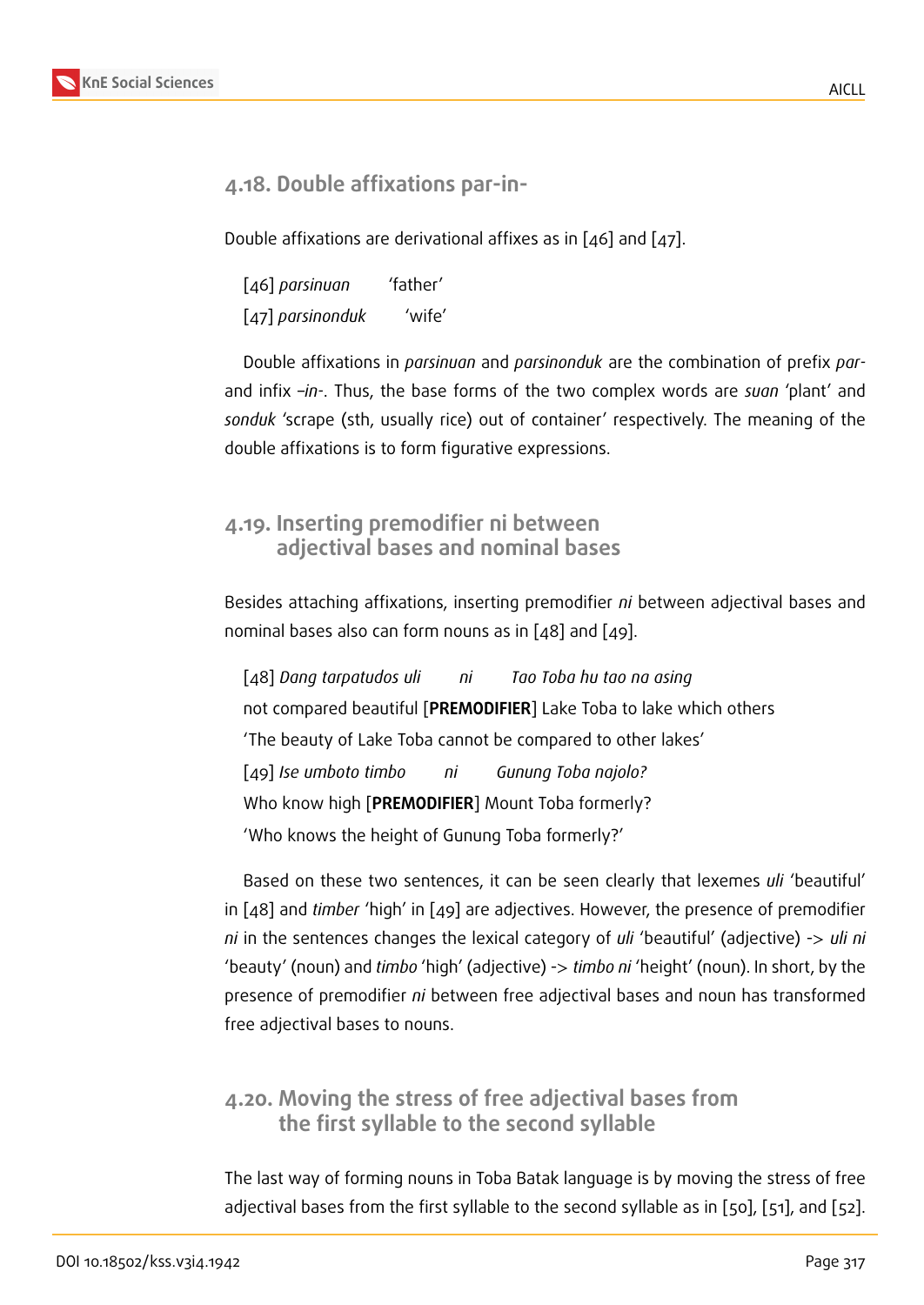## 4.18. Double affixations par-in-

Double affixations are derivational affixes as in [46] and [47].

[46] *parsinuan* 'father'

[47] *parsinonduk* 'wife'

Double affixations in *parsinuan* and *parsinonduk* are the combination of prefix *par-* and infix *–in-*. Thus, the base forms of the two complex words are *suan* 'plant' and *sonduk* 'scrape (sth, usually rice) out of container' respectively. The meaning of the double affixations is to form figurative expressions.

## 4.19. Inserting premodifier ni between adjectival bases and nominal bases

Besides attaching affixations, inserting premodifier *ni* between adjectival bases and nominal bases also can form nouns as in [48] and [49].

[48] *Dang tarpatudos uli ni Tao Toba hu tao na asing*

not compared beautiful [**PREMODIFIER**] Lake Toba to lake which others

'The beauty of Lake Toba cannot be compared to other lakes'

[49] *Ise umboto timbo ni Gunung Toba najolo?*

Who know high [**PREMODIFIER**] Mount Toba formerly?

'Who knows the height of Gunung Toba formerly?'

Based on these two sentences, it can be seen clearly that lexemes *uli* 'beautiful' in [48] and *timber* 'high' in [49] are adjectives. However, the presence of premodifier *ni* in the sentences changes the lexical category of *uli* 'beautiful' (adjective) -> *uli ni* 'beauty' (noun) and *timbo* 'high' (adjective) -> *timbo ni* 'height' (noun). In short, by the presence of premodifier *ni* between free adjectival bases and noun has transformed free adjectival bases to nouns.

## 4.20. Moving the stress of free adjectival bases from the first syllable to the second syllable

The last way of forming nouns in Toba Batak language is by moving the stress of free adjectival bases from the first syllable to the second syllable as in [50], [51], and [52].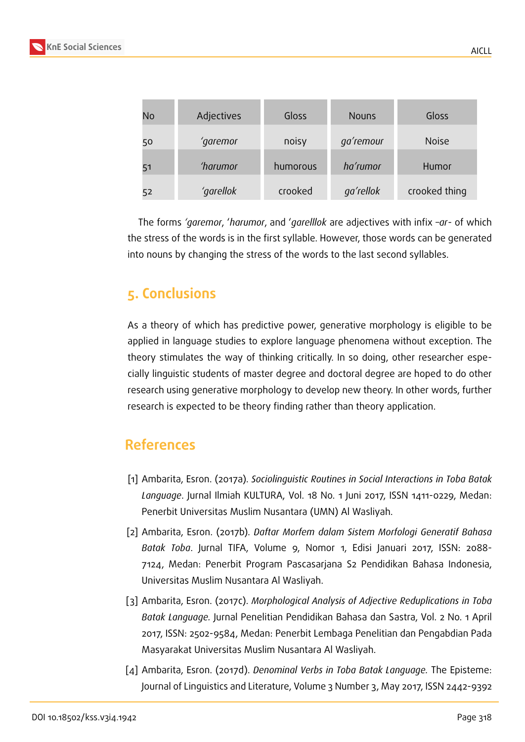| No | Adjectives | Gloss | Nouns | Gloss |
|---|---|---|---|---|
| 50 | *'garemor* | noisy | *ga'remour* | Noise |
| 51 | *'harumor* | humorous | *ha'rumor* | Humor |
| 52 | *'garellok* | crooked | *ga'rellok* | crooked thing |

The forms *'garemor*, '*harumor*, and '*garelllok* are adjectives with infix *–ar-* of which the stress of the words is in the first syllable. However, those words can be generated into nouns by changing the stress of the words to the last second syllables.

## 5. Conclusions

As a theory of which has predictive power, generative morphology is eligible to be applied in language studies to explore language phenomena without exception. The theory stimulates the way of thinking critically. In so doing, other researcher especially linguistic students of master degree and doctoral degree are hoped to do other research using generative morphology to develop new theory. In other words, further research is expected to be theory finding rather than theory application.

## References

[1] Ambarita, Esron. (2017a). *Sociolinguistic Routines in Social Interactions in Toba Batak Language*. Jurnal Ilmiah KULTURA, Vol. 18 No. 1 Juni 2017, ISSN 1411-0229, Medan: Penerbit Universitas Muslim Nusantara (UMN) Al Wasliyah.

[2] Ambarita, Esron. (2017b). *Daftar Morfem dalam Sistem Morfologi Generatif Bahasa Batak Toba*. Jurnal TIFA, Volume 9, Nomor 1, Edisi Januari 2017, ISSN: 2088-7124, Medan: Penerbit Program Pascasarjana S2 Pendidikan Bahasa Indonesia, Universitas Muslim Nusantara Al Wasliyah.

[3] Ambarita, Esron. (2017c). *Morphological Analysis of Adjective Reduplications in Toba Batak Language.* Jurnal Penelitian Pendidikan Bahasa dan Sastra, Vol. 2 No. 1 April 2017, ISSN: 2502-9584, Medan: Penerbit Lembaga Penelitian dan Pengabdian Pada Masyarakat Universitas Muslim Nusantara Al Wasliyah.

[4] Ambarita, Esron. (2017d). *Denominal Verbs in Toba Batak Language.* The Episteme: Journal of Linguistics and Literature, Volume 3 Number 3, May 2017, ISSN 2442-9392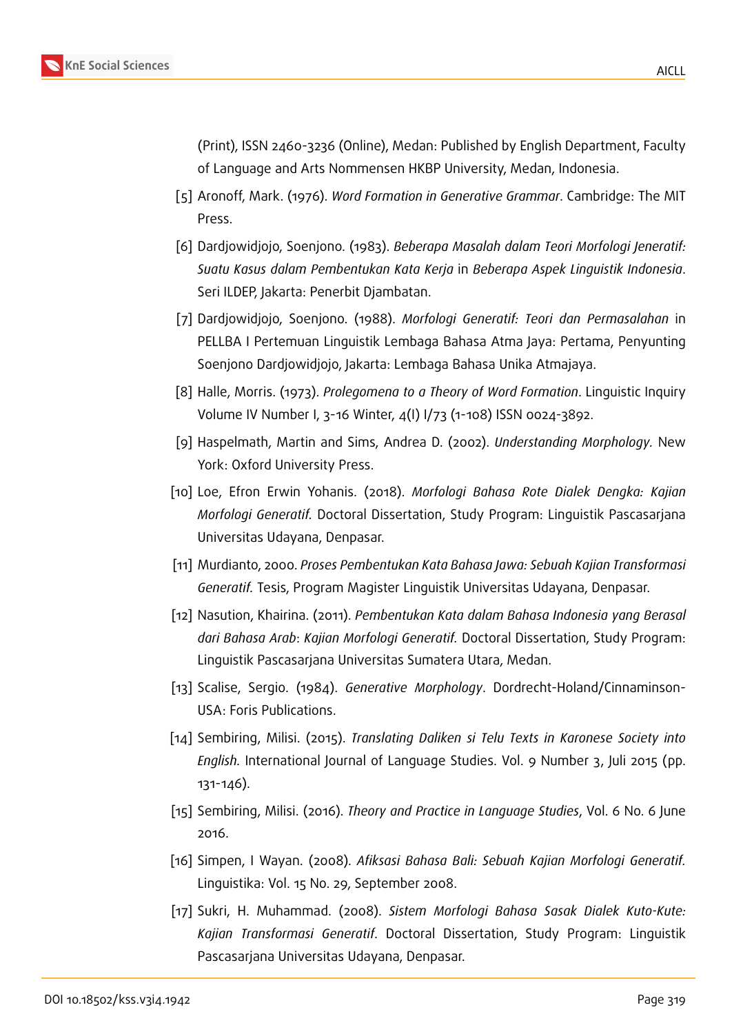(Print), ISSN 2460-3236 (Online), Medan: Published by English Department, Faculty of Language and Arts Nommensen HKBP University, Medan, Indonesia.

[5] Aronoff, Mark. (1976). *Word Formation in Generative Grammar*. Cambridge: The MIT Press.

[6] Dardjowidjojo, Soenjono. (1983). *Beberapa Masalah dalam Teori Morfologi Jeneratif: Suatu Kasus dalam Pembentukan Kata Kerja* in *Beberapa Aspek Linguistik Indonesia*. Seri ILDEP, Jakarta: Penerbit Djambatan.

[7] Dardjowidjojo, Soenjono. (1988). *Morfologi Generatif: Teori dan Permasalahan* in PELLBA I Pertemuan Linguistik Lembaga Bahasa Atma Jaya: Pertama, Penyunting Soenjono Dardjowidjojo, Jakarta: Lembaga Bahasa Unika Atmajaya.

[8] Halle, Morris. (1973). *Prolegomena to a Theory of Word Formation*. Linguistic Inquiry Volume IV Number I, 3-16 Winter, 4(I) I/73 (1-108) ISSN 0024-3892.

[9] Haspelmath, Martin and Sims, Andrea D. (2002). *Understanding Morphology.* New York: Oxford University Press.

[10] Loe, Efron Erwin Yohanis. (2018). *Morfologi Bahasa Rote Dialek Dengka: Kajian Morfologi Generatif.* Doctoral Dissertation, Study Program: Linguistik Pascasarjana Universitas Udayana, Denpasar.

[11] Murdianto, 2000. *Proses Pembentukan Kata Bahasa Jawa: Sebuah Kajian Transformasi Generatif.* Tesis, Program Magister Linguistik Universitas Udayana, Denpasar.

[12] Nasution, Khairina. (2011). *Pembentukan Kata dalam Bahasa Indonesia yang Berasal dari Bahasa Arab*: *Kajian Morfologi Generatif.* Doctoral Dissertation, Study Program: Linguistik Pascasarjana Universitas Sumatera Utara, Medan.

[13] Scalise, Sergio. (1984). *Generative Morphology*. Dordrecht-Holand/Cinnaminson-USA: Foris Publications.

[14] Sembiring, Milisi. (2015). *Translating Daliken si Telu Texts in Karonese Society into English.* International Journal of Language Studies. Vol. 9 Number 3, Juli 2015 (pp. 131-146).

[15] Sembiring, Milisi. (2016). *Theory and Practice in Language Studies*, Vol. 6 No. 6 June 2016.

[16] Simpen, I Wayan. (2008). *Afiksasi Bahasa Bali: Sebuah Kajian Morfologi Generatif.* Linguistika: Vol. 15 No. 29, September 2008.

[17] Sukri, H. Muhammad. (2008). *Sistem Morfologi Bahasa Sasak Dialek Kuto-Kute: Kajian Transformasi Generatif*. Doctoral Dissertation, Study Program: Linguistik Pascasarjana Universitas Udayana, Denpasar.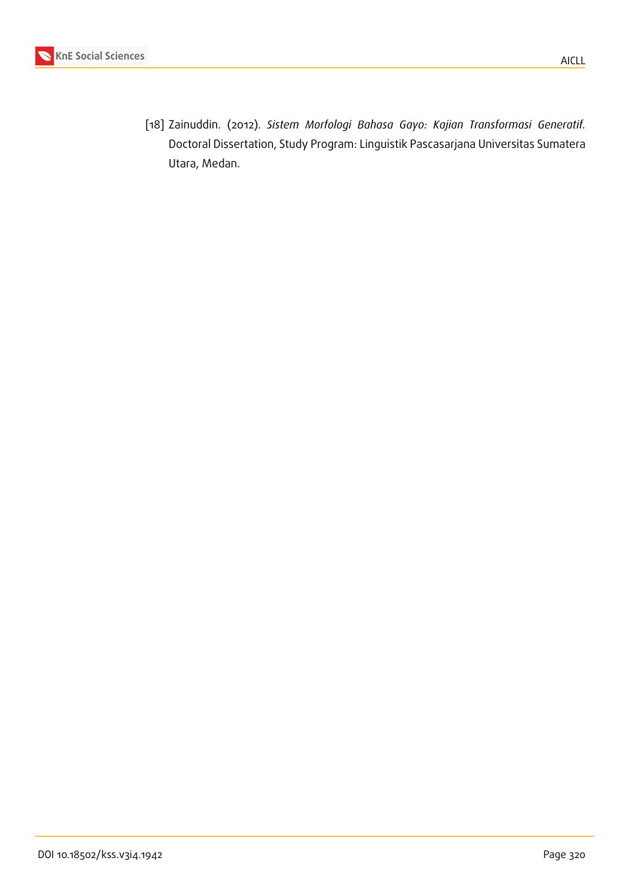[18] Zainuddin. (2012). *Sistem Morfologi Bahasa Gayo: Kajian Transformasi Generatif.* Doctoral Dissertation, Study Program: Linguistik Pascasarjana Universitas Sumatera Utara, Medan.